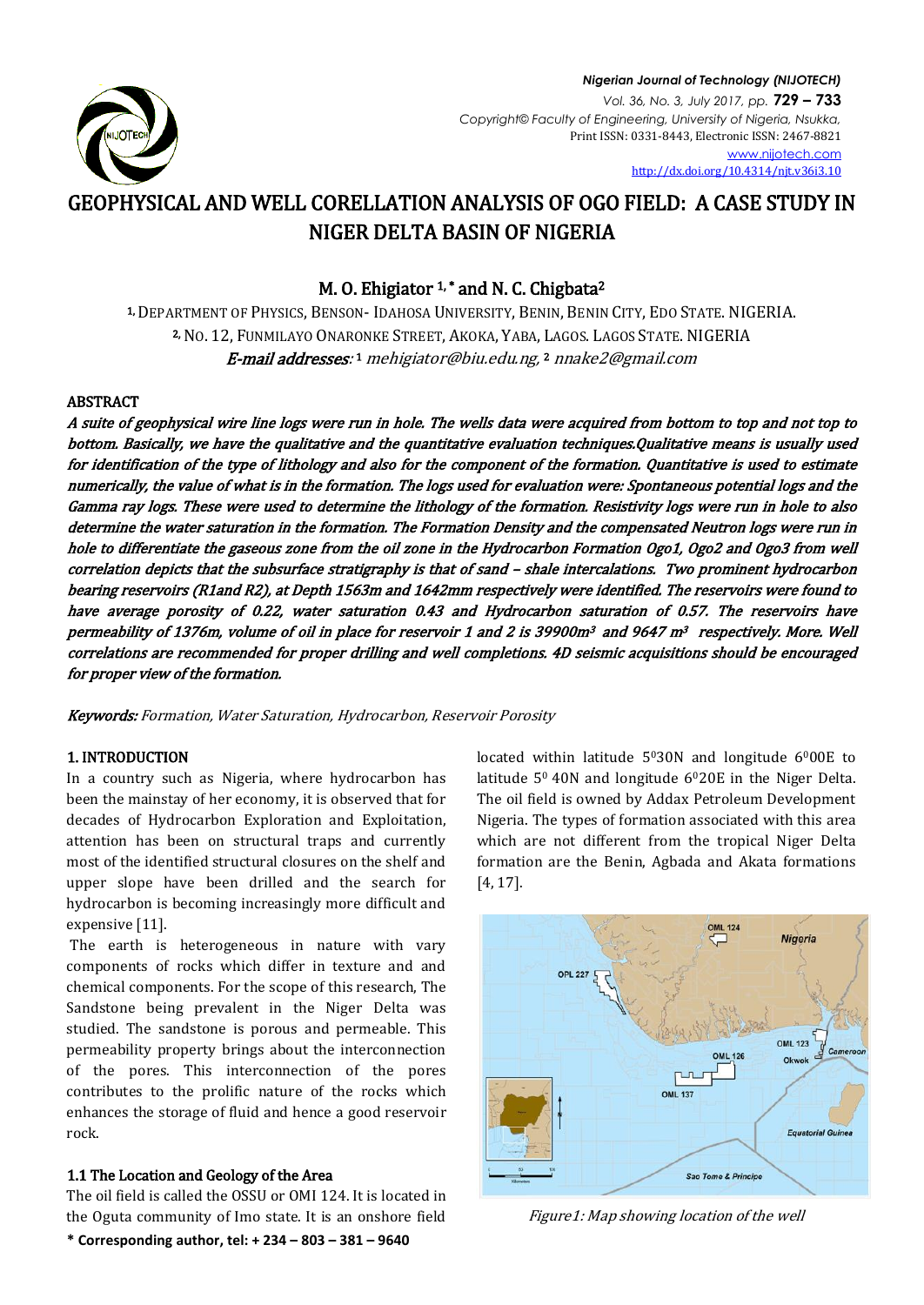# GEOPHYSICAL AND WELL CORELLATION ANALYSIS OF OGO FIELD: A CASE STUDY IN NIGER DELTA BASIN OF NIGERIA

**M. O. Ehigiator [1,*] and N. C. Chigbata[2]**

[1] DEPARTMENT OF PHYSICS, BENSON- IDAHOSA UNIVERSITY, BENIN, BENIN CITY, EDO STATE. NIGERIA.
[2] NO. 12, FUNMILAYO ONARONKE STREET, AKOKA, YABA, LAGOS. LAGOS STATE. NIGERIA

*E-mail addresses:* [1] mehigiator@biu.edu.ng, [2] nnake2@gmail.com

## ABSTRACT

*A suite of geophysical wire line logs were run in hole. The wells data were acquired from bottom to top and not top to bottom. Basically, we have the qualitative and the quantitative evaluation techniques.Qualitative means is usually used for identification of the type of lithology and also for the component of the formation. Quantitative is used to estimate numerically, the value of what is in the formation. The logs used for evaluation were: Spontaneous potential logs and the Gamma ray logs. These were used to determine the lithology of the formation. Resistivity logs were run in hole to also determine the water saturation in the formation. The Formation Density and the compensated Neutron logs were run in hole to differentiate the gaseous zone from the oil zone in the Hydrocarbon Formation Ogo1, Ogo2 and Ogo3 from well correlation depicts that the subsurface stratigraphy is that of sand – shale intercalations. Two prominent hydrocarbon bearing reservoirs (R1and R2), at Depth 1563m and 1642mm respectively were identified. The reservoirs were found to have average porosity of 0.22, water saturation 0.43 and Hydrocarbon saturation of 0.57. The reservoirs have permeability of 1376m, volume of oil in place for reservoir 1 and 2 is 39900m³ and 9647 m³ respectively. More. Well correlations are recommended for proper drilling and well completions. 4D seismic acquisitions should be encouraged for proper view of the formation.*

***Keywords:*** *Formation, Water Saturation, Hydrocarbon, Reservoir Porosity*

## 1. INTRODUCTION

In a country such as Nigeria, where hydrocarbon has been the mainstay of her economy, it is observed that for decades of Hydrocarbon Exploration and Exploitation, attention has been on structural traps and currently most of the identified structural closures on the shelf and upper slope have been drilled and the search for hydrocarbon is becoming increasingly more difficult and expensive [11].

The earth is heterogeneous in nature with vary components of rocks which differ in texture and and chemical components. For the scope of this research, The Sandstone being prevalent in the Niger Delta was studied. The sandstone is porous and permeable. This permeability property brings about the interconnection of the pores. This interconnection of the pores contributes to the prolific nature of the rocks which enhances the storage of fluid and hence a good reservoir rock.

### 1.1 The Location and Geology of the Area

The oil field is called the OSSU or OMI 124. It is located in the Oguta community of Imo state. It is an onshore field located within latitude 5$^0$30N and longitude 6$^0$00E to latitude 5$^0$ 40N and longitude 6$^0$20E in the Niger Delta. The oil field is owned by Addax Petroleum Development Nigeria. The types of formation associated with this area which are not different from the tropical Niger Delta formation are the Benin, Agbada and Akata formations [4, 17].

*Figure1: Map showing location of the well*

\* Corresponding author, tel: + 234 – 803 – 381 – 9640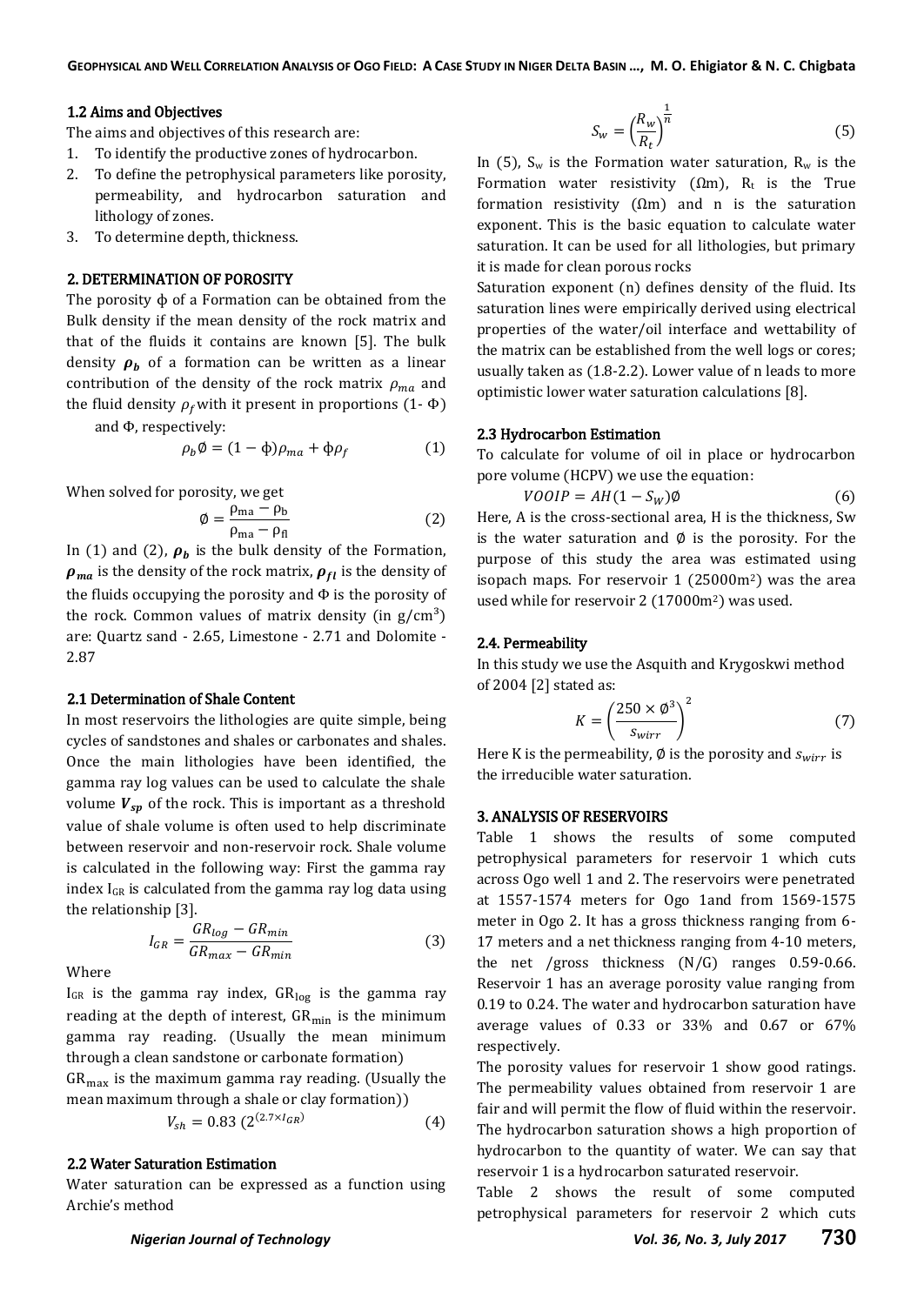### 1.2 Aims and Objectives

The aims and objectives of this research are:

1. To identify the productive zones of hydrocarbon.
2. To define the petrophysical parameters like porosity, permeability, and hydrocarbon saturation and lithology of zones.
3. To determine depth, thickness.

## 2. DETERMINATION OF POROSITY

The porosity ϕ of a Formation can be obtained from the Bulk density if the mean density of the rock matrix and that of the fluids it contains are known [5]. The bulk density $\boldsymbol{\rho_b}$ of a formation can be written as a linear contribution of the density of the rock matrix $\rho_{ma}$ and the fluid density $\rho_f$ with it present in proportions (1- Φ) and Φ, respectively:

$$\rho_b \emptyset = (1 - \phi)\rho_{ma} + \phi\rho_f \tag{1}$$

When solved for porosity, we get

$$\emptyset = \frac{\rho_{ma} - \rho_b}{\rho_{ma} - \rho_{fl}} \tag{2}$$

In (1) and (2), $\boldsymbol{\rho_b}$ is the bulk density of the Formation, $\boldsymbol{\rho_{ma}}$ is the density of the rock matrix, $\boldsymbol{\rho_{fl}}$ is the density of the fluids occupying the porosity and Φ is the porosity of the rock. Common values of matrix density (in g/cm$^3$) are: Quartz sand - 2.65, Limestone - 2.71 and Dolomite - 2.87

### 2.1 Determination of Shale Content

In most reservoirs the lithologies are quite simple, being cycles of sandstones and shales or carbonates and shales. Once the main lithologies have been identified, the gamma ray log values can be used to calculate the shale volume $\boldsymbol{V_{sp}}$ of the rock. This is important as a threshold value of shale volume is often used to help discriminate between reservoir and non-reservoir rock. Shale volume is calculated in the following way: First the gamma ray index $I_{GR}$ is calculated from the gamma ray log data using the relationship [3].

$$I_{GR} = \frac{GR_{log} - GR_{min}}{GR_{max} - GR_{min}} \tag{3}$$

Where

$I_{GR}$ is the gamma ray index, $GR_{log}$ is the gamma ray reading at the depth of interest, $GR_{min}$ is the minimum gamma ray reading. (Usually the mean minimum through a clean sandstone or carbonate formation)

$GR_{max}$ is the maximum gamma ray reading. (Usually the mean maximum through a shale or clay formation))

$$V_{sh} = 0.83\ (2^{(2.7 \times I_{GR})} \tag{4}$$

### 2.2 Water Saturation Estimation

Water saturation can be expressed as a function using Archie's method

$$S_w = \left(\frac{R_w}{R_t}\right)^{\frac{1}{n}} \tag{5}$$

In (5), $S_w$ is the Formation water saturation, $R_w$ is the Formation water resistivity (Ωm), $R_t$ is the True formation resistivity (Ωm) and n is the saturation exponent. This is the basic equation to calculate water saturation. It can be used for all lithologies, but primary it is made for clean porous rocks

Saturation exponent (n) defines density of the fluid. Its saturation lines were empirically derived using electrical properties of the water/oil interface and wettability of the matrix can be established from the well logs or cores; usually taken as (1.8-2.2). Lower value of n leads to more optimistic lower water saturation calculations [8].

### 2.3 Hydrocarbon Estimation

To calculate for volume of oil in place or hydrocarbon pore volume (HCPV) we use the equation:

$$VOOIP = AH(1 - S_W)\emptyset \tag{6}$$

Here, A is the cross-sectional area, H is the thickness, Sw is the water saturation and ∅ is the porosity. For the purpose of this study the area was estimated using isopach maps. For reservoir 1 (25000m$^2$) was the area used while for reservoir 2 (17000m$^2$) was used.

### 2.4. Permeability

In this study we use the Asquith and Krygoskwi method of 2004 [2] stated as:

$$K = \left(\frac{250 \times \emptyset^3}{s_{wirr}}\right)^2 \tag{7}$$

Here K is the permeability, ∅ is the porosity and $s_{wirr}$ is the irreducible water saturation.

## 3. ANALYSIS OF RESERVOIRS

Table 1 shows the results of some computed petrophysical parameters for reservoir 1 which cuts across Ogo well 1 and 2. The reservoirs were penetrated at 1557-1574 meters for Ogo 1and from 1569-1575 meter in Ogo 2. It has a gross thickness ranging from 6-17 meters and a net thickness ranging from 4-10 meters, the net /gross thickness (N/G) ranges 0.59-0.66. Reservoir 1 has an average porosity value ranging from 0.19 to 0.24. The water and hydrocarbon saturation have average values of 0.33 or 33% and 0.67 or 67% respectively.

The porosity values for reservoir 1 show good ratings. The permeability values obtained from reservoir 1 are fair and will permit the flow of fluid within the reservoir. The hydrocarbon saturation shows a high proportion of hydrocarbon to the quantity of water. We can say that reservoir 1 is a hydrocarbon saturated reservoir.

Table 2 shows the result of some computed petrophysical parameters for reservoir 2 which cuts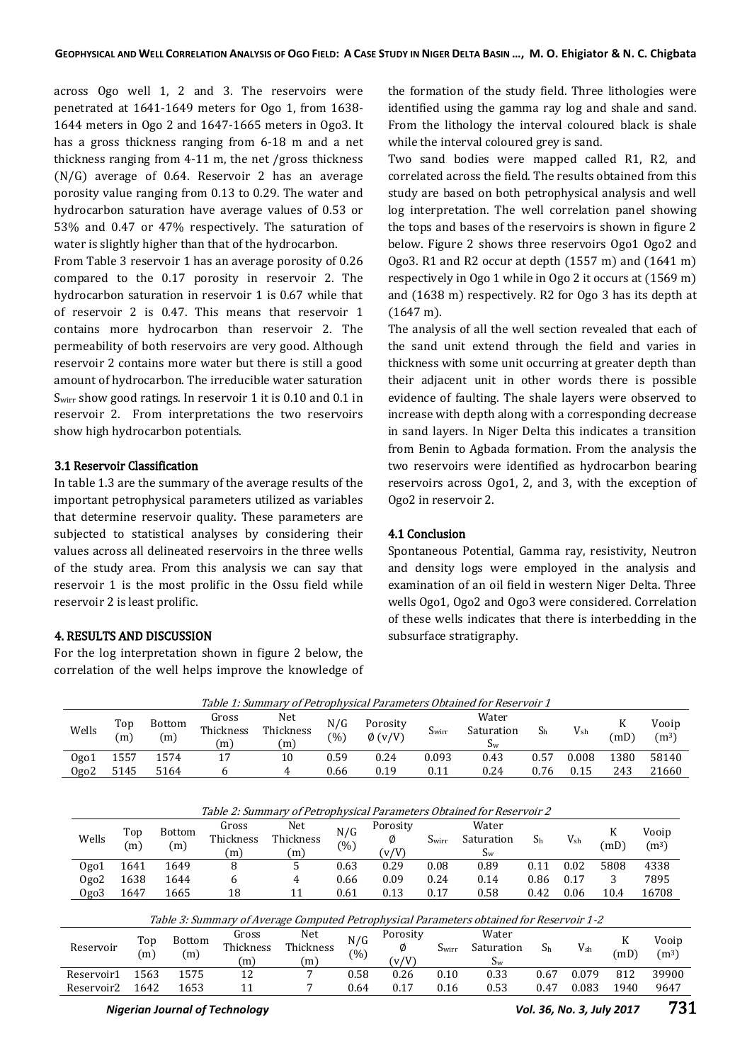across Ogo well 1, 2 and 3. The reservoirs were penetrated at 1641-1649 meters for Ogo 1, from 1638-1644 meters in Ogo 2 and 1647-1665 meters in Ogo3. It has a gross thickness ranging from 6-18 m and a net thickness ranging from 4-11 m, the net /gross thickness (N/G) average of 0.64. Reservoir 2 has an average porosity value ranging from 0.13 to 0.29. The water and hydrocarbon saturation have average values of 0.53 or 53% and 0.47 or 47% respectively. The saturation of water is slightly higher than that of the hydrocarbon.

From Table 3 reservoir 1 has an average porosity of 0.26 compared to the 0.17 porosity in reservoir 2. The hydrocarbon saturation in reservoir 1 is 0.67 while that of reservoir 2 is 0.47. This means that reservoir 1 contains more hydrocarbon than reservoir 2. The permeability of both reservoirs are very good. Although reservoir 2 contains more water but there is still a good amount of hydrocarbon. The irreducible water saturation $S_{wirr}$ show good ratings. In reservoir 1 it is 0.10 and 0.1 in reservoir 2. From interpretations the two reservoirs show high hydrocarbon potentials.

### 3.1 Reservoir Classification

In table 1.3 are the summary of the average results of the important petrophysical parameters utilized as variables that determine reservoir quality. These parameters are subjected to statistical analyses by considering their values across all delineated reservoirs in the three wells of the study area. From this analysis we can say that reservoir 1 is the most prolific in the Ossu field while reservoir 2 is least prolific.

## 4. RESULTS AND DISCUSSION

For the log interpretation shown in figure 2 below, the correlation of the well helps improve the knowledge of the formation of the study field. Three lithologies were identified using the gamma ray log and shale and sand. From the lithology the interval coloured black is shale while the interval coloured grey is sand.

Two sand bodies were mapped called R1, R2, and correlated across the field. The results obtained from this study are based on both petrophysical analysis and well log interpretation. The well correlation panel showing the tops and bases of the reservoirs is shown in figure 2 below. Figure 2 shows three reservoirs Ogo1 Ogo2 and Ogo3. R1 and R2 occur at depth (1557 m) and (1641 m) respectively in Ogo 1 while in Ogo 2 it occurs at (1569 m) and (1638 m) respectively. R2 for Ogo 3 has its depth at (1647 m).

The analysis of all the well section revealed that each of the sand unit extend through the field and varies in thickness with some unit occurring at greater depth than their adjacent unit in other words there is possible evidence of faulting. The shale layers were observed to increase with depth along with a corresponding decrease in sand layers. In Niger Delta this indicates a transition from Benin to Agbada formation. From the analysis the two reservoirs were identified as hydrocarbon bearing reservoirs across Ogo1, 2, and 3, with the exception of Ogo2 in reservoir 2.

### 4.1 Conclusion

Spontaneous Potential, Gamma ray, resistivity, Neutron and density logs were employed in the analysis and examination of an oil field in western Niger Delta. Three wells Ogo1, Ogo2 and Ogo3 were considered. Correlation of these wells indicates that there is interbedding in the subsurface stratigraphy.

*Table 1: Summary of Petrophysical Parameters Obtained for Reservoir 1*

| Wells | Top (m) | Bottom (m) | Gross Thickness (m) | Net Thickness (m) | N/G (%) | Porosity Ø (v/V) | $S_{wirr}$ | Water Saturation $S_w$ | $S_h$ | $V_{sh}$ | K (mD) | Vooip ($m^3$) |
|---|---|---|---|---|---|---|---|---|---|---|---|---|
| Ogo1 | 1557 | 1574 | 17 | 10 | 0.59 | 0.24 | 0.093 | 0.43 | 0.57 | 0.008 | 1380 | 58140 |
| Ogo2 | 5145 | 5164 | 6 | 4 | 0.66 | 0.19 | 0.11 | 0.24 | 0.76 | 0.15 | 243 | 21660 |

*Table 2: Summary of Petrophysical Parameters Obtained for Reservoir 2*

| Wells | Top (m) | Bottom (m) | Gross Thickness (m) | Net Thickness (m) | N/G (%) | Porosity Ø (v/V) | $S_{wirr}$ | Water Saturation $S_w$ | $S_h$ | $V_{sh}$ | K (mD) | Vooip ($m^3$) |
|---|---|---|---|---|---|---|---|---|---|---|---|---|
| Ogo1 | 1641 | 1649 | 8 | 5 | 0.63 | 0.29 | 0.08 | 0.89 | 0.11 | 0.02 | 5808 | 4338 |
| Ogo2 | 1638 | 1644 | 6 | 4 | 0.66 | 0.09 | 0.24 | 0.14 | 0.86 | 0.17 | 3 | 7895 |
| Ogo3 | 1647 | 1665 | 18 | 11 | 0.61 | 0.13 | 0.17 | 0.58 | 0.42 | 0.06 | 10.4 | 16708 |

*Table 3: Summary of Average Computed Petrophysical Parameters obtained for Reservoir 1-2*

| Reservoir | Top (m) | Bottom (m) | Gross Thickness (m) | Net Thickness (m) | N/G (%) | Porosity Ø (v/V) | $S_{wirr}$ | Water Saturation $S_w$ | $S_h$ | $V_{sh}$ | K (mD) | Vooip ($m^3$) |
|---|---|---|---|---|---|---|---|---|---|---|---|---|
| Reservoir1 | 1563 | 1575 | 12 | 7 | 0.58 | 0.26 | 0.10 | 0.33 | 0.67 | 0.079 | 812 | 39900 |
| Reservoir2 | 1642 | 1653 | 11 | 7 | 0.64 | 0.17 | 0.16 | 0.53 | 0.47 | 0.083 | 1940 | 9647 |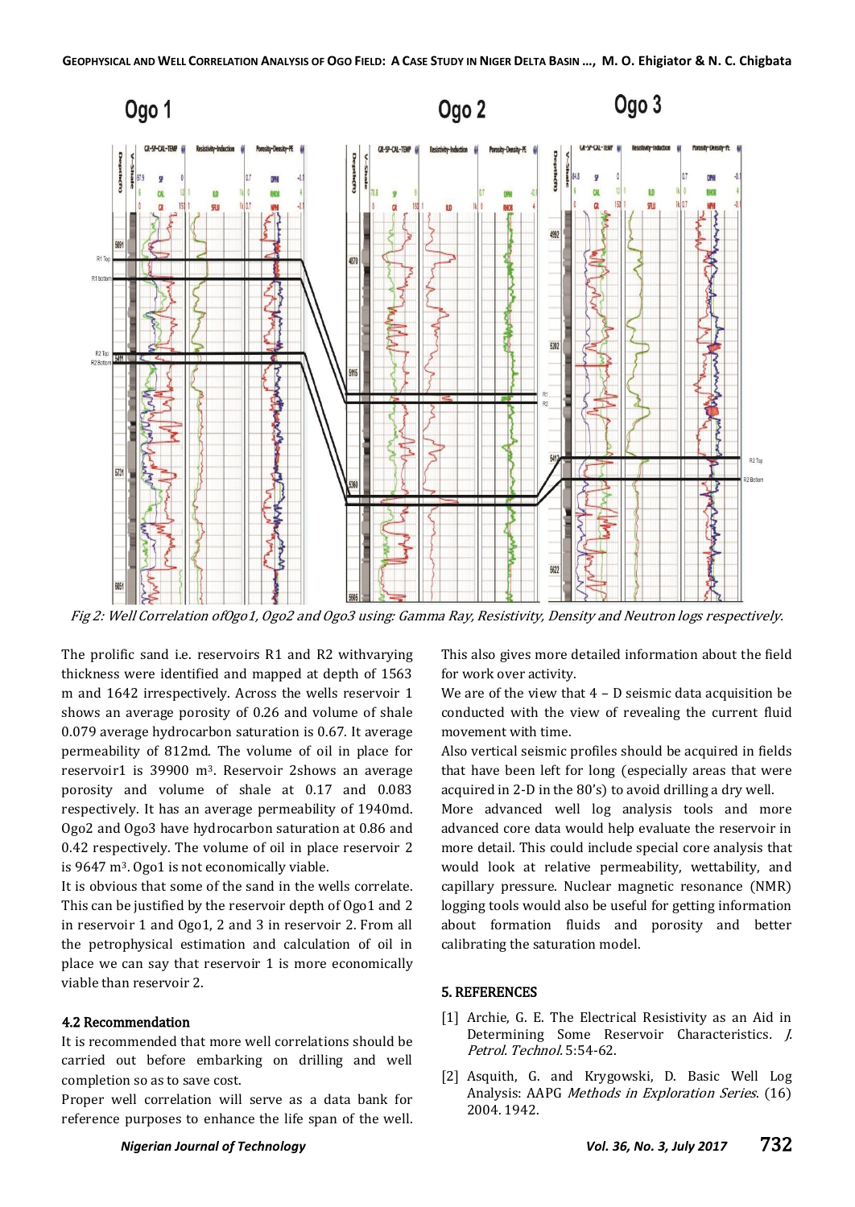Fig 2: Well Correlation ofOgo1, Ogo2 and Ogo3 using: Gamma Ray, Resistivity, Density and Neutron logs respectively.

The prolific sand i.e. reservoirs R1 and R2 withvarying thickness were identified and mapped at depth of 1563 m and 1642 irrespectively. Across the wells reservoir 1 shows an average porosity of 0.26 and volume of shale 0.079 average hydrocarbon saturation is 0.67. It average permeability of 812md. The volume of oil in place for reservoir1 is 39900 m$^3$. Reservoir 2shows an average porosity and volume of shale at 0.17 and 0.083 respectively. It has an average permeability of 1940md. Ogo2 and Ogo3 have hydrocarbon saturation at 0.86 and 0.42 respectively. The volume of oil in place reservoir 2 is 9647 m$^3$. Ogo1 is not economically viable.

It is obvious that some of the sand in the wells correlate. This can be justified by the reservoir depth of Ogo1 and 2 in reservoir 1 and Ogo1, 2 and 3 in reservoir 2. From all the petrophysical estimation and calculation of oil in place we can say that reservoir 1 is more economically viable than reservoir 2.

### 4.2 Recommendation

It is recommended that more well correlations should be carried out before embarking on drilling and well completion so as to save cost.

Proper well correlation will serve as a data bank for reference purposes to enhance the life span of the well. This also gives more detailed information about the field for work over activity.

We are of the view that 4 – D seismic data acquisition be conducted with the view of revealing the current fluid movement with time.

Also vertical seismic profiles should be acquired in fields that have been left for long (especially areas that were acquired in 2-D in the 80's) to avoid drilling a dry well.

More advanced well log analysis tools and more advanced core data would help evaluate the reservoir in more detail. This could include special core analysis that would look at relative permeability, wettability, and capillary pressure. Nuclear magnetic resonance (NMR) logging tools would also be useful for getting information about formation fluids and porosity and better calibrating the saturation model.

## 5. REFERENCES

[1] Archie, G. E. The Electrical Resistivity as an Aid in Determining Some Reservoir Characteristics. *J. Petrol. Technol.* 5:54-62.

[2] Asquith, G. and Krygowski, D. Basic Well Log Analysis: AAPG *Methods in Exploration Series*. (16) 2004. 1942.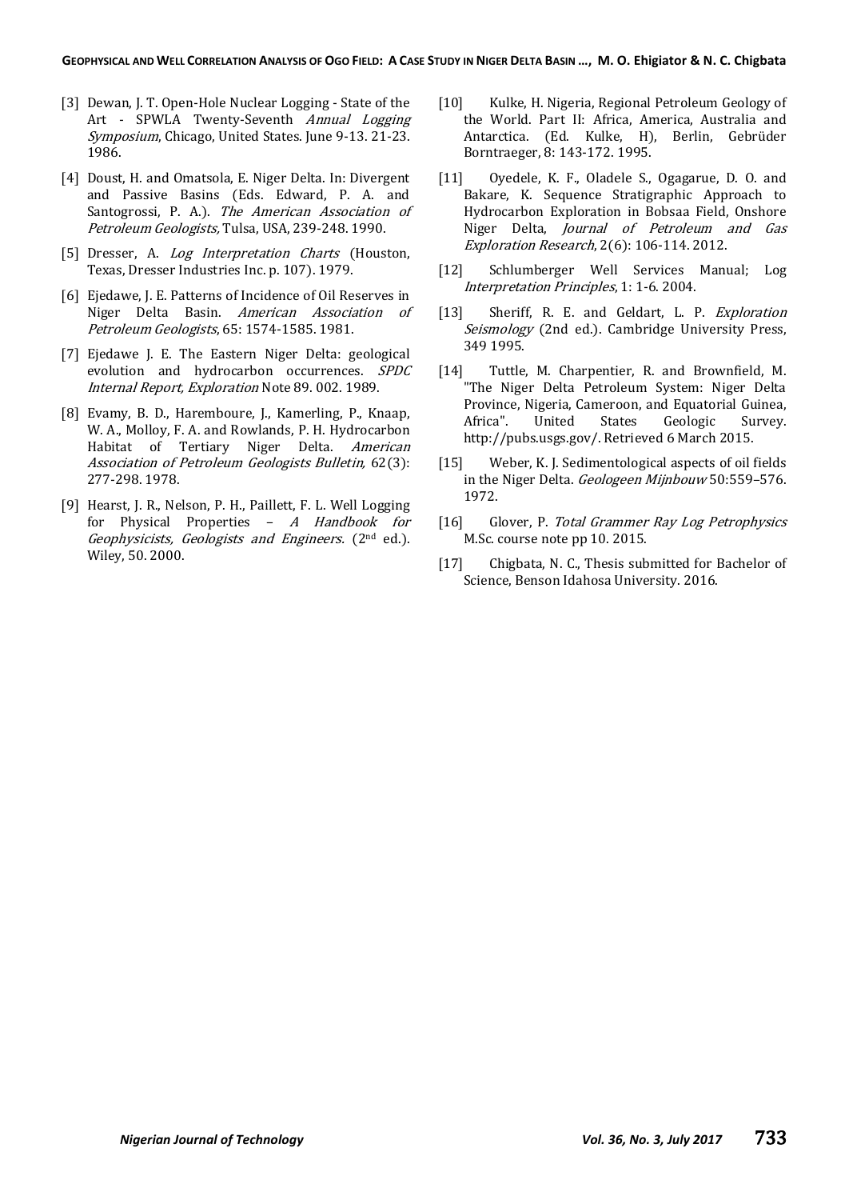[3] Dewan, J. T. Open-Hole Nuclear Logging - State of the Art - SPWLA Twenty-Seventh *Annual Logging Symposium*, Chicago, United States. June 9-13. 21-23. 1986.

[4] Doust, H. and Omatsola, E. Niger Delta. In: Divergent and Passive Basins (Eds. Edward, P. A. and Santogrossi, P. A.). *The American Association of Petroleum Geologists,* Tulsa, USA, 239-248. 1990.

[5] Dresser, A. *Log Interpretation Charts* (Houston, Texas, Dresser Industries Inc. p. 107). 1979.

[6] Ejedawe, J. E. Patterns of Incidence of Oil Reserves in Niger Delta Basin. *American Association of Petroleum Geologists*, 65: 1574-1585. 1981.

[7] Ejedawe J. E. The Eastern Niger Delta: geological evolution and hydrocarbon occurrences. *SPDC Internal Report, Exploration* Note 89. 002. 1989.

[8] Evamy, B. D., Haremboure, J., Kamerling, P., Knaap, W. A., Molloy, F. A. and Rowlands, P. H. Hydrocarbon Habitat of Tertiary Niger Delta. *American Association of Petroleum Geologists Bulletin,* 62(3): 277-298. 1978.

[9] Hearst, J. R., Nelson, P. H., Paillett, F. L. Well Logging for Physical Properties – *A Handbook for Geophysicists, Geologists and Engineers.* (2nd ed.). Wiley, 50. 2000.

[10] Kulke, H. Nigeria, Regional Petroleum Geology of the World. Part II: Africa, America, Australia and Antarctica. (Ed. Kulke, H), Berlin, Gebrüder Borntraeger, 8: 143-172. 1995.

[11] Oyedele, K. F., Oladele S., Ogagarue, D. O. and Bakare, K. Sequence Stratigraphic Approach to Hydrocarbon Exploration in Bobsaa Field, Onshore Niger Delta, *Journal of Petroleum and Gas Exploration Research*, 2(6): 106-114. 2012.

[12] Schlumberger Well Services Manual; Log *Interpretation Principles*, 1: 1-6. 2004.

[13] Sheriff, R. E. and Geldart, L. P. *Exploration Seismology* (2nd ed.). Cambridge University Press, 349 1995.

[14] Tuttle, M. Charpentier, R. and Brownfield, M. "The Niger Delta Petroleum System: Niger Delta Province, Nigeria, Cameroon, and Equatorial Guinea, Africa". United States Geologic Survey. http://pubs.usgs.gov/. Retrieved 6 March 2015.

[15] Weber, K. J. Sedimentological aspects of oil fields in the Niger Delta. *Geologeen Mijnbouw* 50:559–576. 1972.

[16] Glover, P. *Total Grammer Ray Log Petrophysics* M.Sc. course note pp 10. 2015.

[17] Chigbata, N. C., Thesis submitted for Bachelor of Science, Benson Idahosa University. 2016.